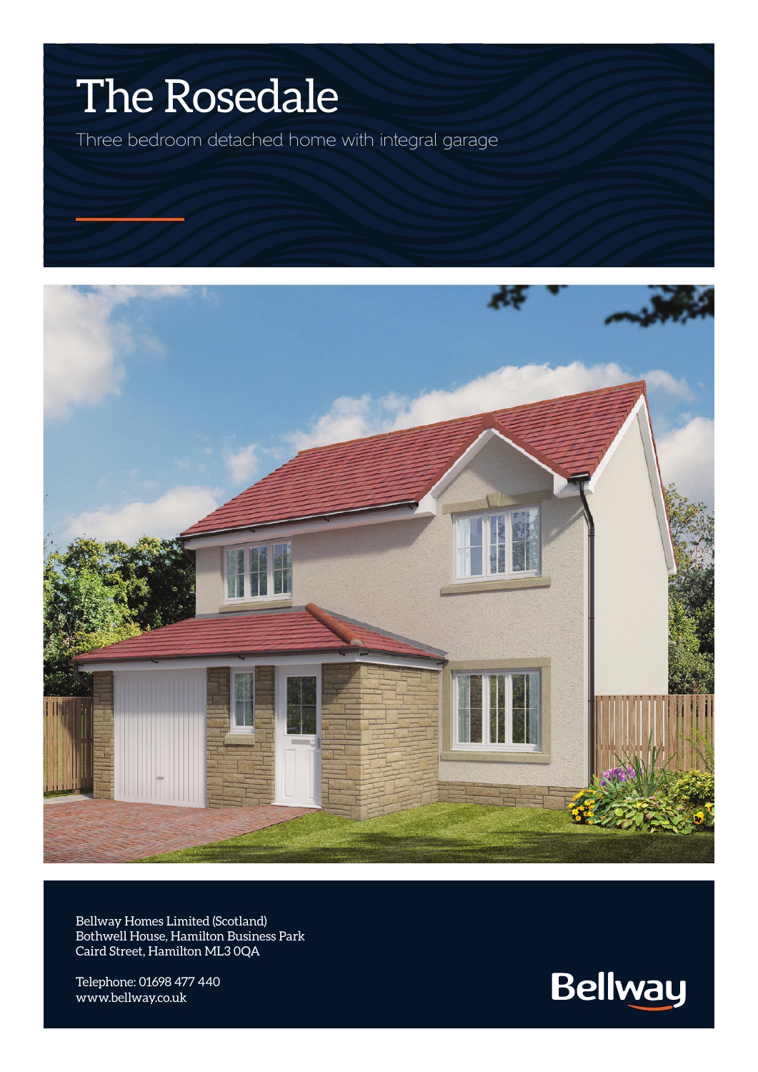# The Rosedale

Three bedroom detached home with integral garage

Bellway Homes Limited (Scotland)
Bothwell House, Hamilton Business Park
Caird Street, Hamilton ML3 0QA

Telephone: 01698 477 440
www.bellway.co.uk

Bellway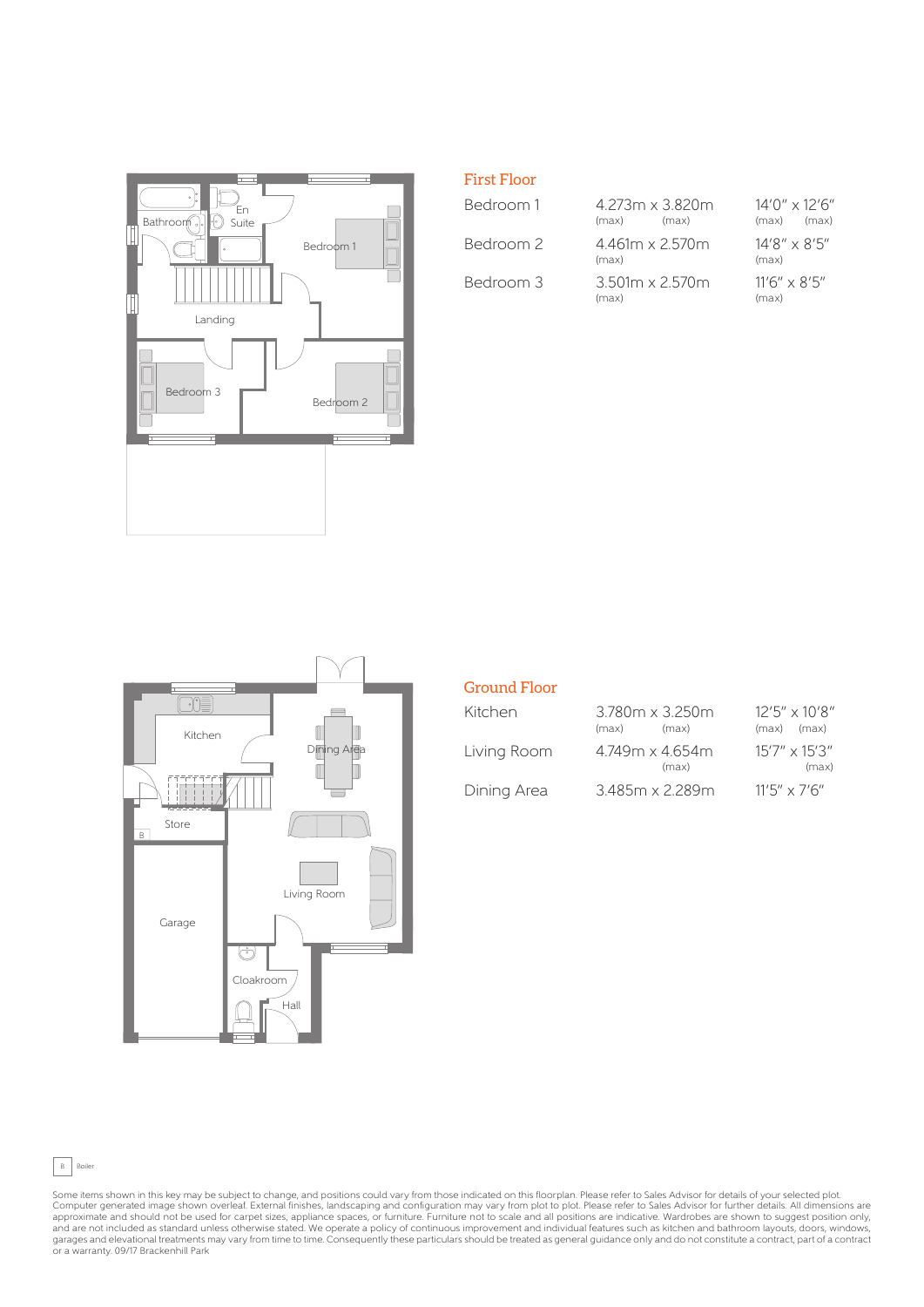## First Floor

| | | |
|---|---|---|
| Bedroom 1 | 4.273m x 3.820m (max) (max) | 14'0" x 12'6" (max) (max) |
| Bedroom 2 | 4.461m x 2.570m (max) | 14'8" x 8'5" (max) |
| Bedroom 3 | 3.501m x 2.570m (max) | 11'6" x 8'5" (max) |

## Ground Floor

| | | |
|---|---|---|
| Kitchen | 3.780m x 3.250m (max) (max) | 12'5" x 10'8" (max) (max) |
| Living Room | 4.749m x 4.654m (max) | 15'7" x 15'3" (max) |
| Dining Area | 3.485m x 2.289m | 11'5" x 7'6" |

B Boiler

Some items shown in this key may be subject to change, and positions could vary from those indicated on this floorplan. Please refer to Sales Advisor for details of your selected plot. Computer generated image shown overleaf. External finishes, landscaping and configuration may vary from plot to plot. Please refer to Sales Advisor for further details. All dimensions are approximate and should not be used for carpet sizes, appliance spaces, or furniture. Furniture not to scale and all positions are indicative. Wardrobes are shown to suggest position only, and are not included as standard unless otherwise stated. We operate a policy of continuous improvement and individual features such as kitchen and bathroom layouts, doors, windows, garages and elevational treatments may vary from time to time. Consequently these particulars should be treated as general guidance only and do not constitute a contract, part of a contract or a warranty. 09/17 Brackenhill Park